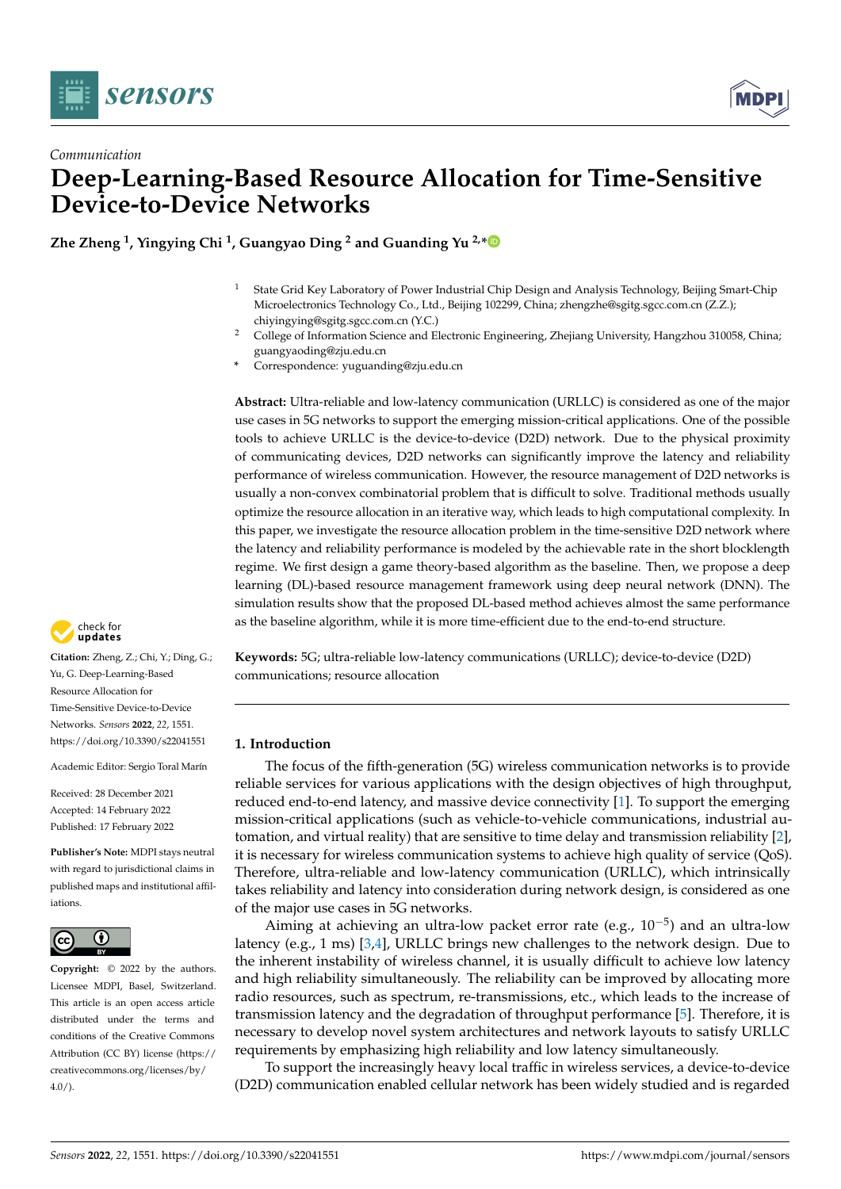*Communication*

# Deep-Learning-Based Resource Allocation for Time-Sensitive Device-to-Device Networks

**Zhe Zheng [1], Yingying Chi [1], Guangyao Ding [2] and Guanding Yu [2,*]**

[1] State Grid Key Laboratory of Power Industrial Chip Design and Analysis Technology, Beijing Smart-Chip Microelectronics Technology Co., Ltd., Beijing 102299, China; zhengzhe@sgitg.sgcc.com.cn (Z.Z.); chiyingying@sgitg.sgcc.com.cn (Y.C.)

[2] College of Information Science and Electronic Engineering, Zhejiang University, Hangzhou 310058, China; guangyaoding@zju.edu.cn

[*] Correspondence: yuguanding@zju.edu.cn

**Abstract:** Ultra-reliable and low-latency communication (URLLC) is considered as one of the major use cases in 5G networks to support the emerging mission-critical applications. One of the possible tools to achieve URLLC is the device-to-device (D2D) network. Due to the physical proximity of communicating devices, D2D networks can significantly improve the latency and reliability performance of wireless communication. However, the resource management of D2D networks is usually a non-convex combinatorial problem that is difficult to solve. Traditional methods usually optimize the resource allocation in an iterative way, which leads to high computational complexity. In this paper, we investigate the resource allocation problem in the time-sensitive D2D network where the latency and reliability performance is modeled by the achievable rate in the short blocklength regime. We first design a game theory-based algorithm as the baseline. Then, we propose a deep learning (DL)-based resource management framework using deep neural network (DNN). The simulation results show that the proposed DL-based method achieves almost the same performance as the baseline algorithm, while it is more time-efficient due to the end-to-end structure.

**Keywords:** 5G; ultra-reliable low-latency communications (URLLC); device-to-device (D2D) communications; resource allocation

**Citation:** Zheng, Z.; Chi, Y.; Ding, G.; Yu, G. Deep-Learning-Based Resource Allocation for Time-Sensitive Device-to-Device Networks. *Sensors* **2022**, *22*, 1551. https://doi.org/10.3390/s22041551

Academic Editor: Sergio Toral Marín

Received: 28 December 2021
Accepted: 14 February 2022
Published: 17 February 2022

**Publisher's Note:** MDPI stays neutral with regard to jurisdictional claims in published maps and institutional affiliations.

**Copyright:** © 2022 by the authors. Licensee MDPI, Basel, Switzerland. This article is an open access article distributed under the terms and conditions of the Creative Commons Attribution (CC BY) license (https://creativecommons.org/licenses/by/4.0/).

## 1. Introduction

The focus of the fifth-generation (5G) wireless communication networks is to provide reliable services for various applications with the design objectives of high throughput, reduced end-to-end latency, and massive device connectivity [1]. To support the emerging mission-critical applications (such as vehicle-to-vehicle communications, industrial automation, and virtual reality) that are sensitive to time delay and transmission reliability [2], it is necessary for wireless communication systems to achieve high quality of service (QoS). Therefore, ultra-reliable and low-latency communication (URLLC), which intrinsically takes reliability and latency into consideration during network design, is considered as one of the major use cases in 5G networks.

Aiming at achieving an ultra-low packet error rate (e.g., $10^{-5}$) and an ultra-low latency (e.g., 1 ms) [3,4], URLLC brings new challenges to the network design. Due to the inherent instability of wireless channel, it is usually difficult to achieve low latency and high reliability simultaneously. The reliability can be improved by allocating more radio resources, such as spectrum, re-transmissions, etc., which leads to the increase of transmission latency and the degradation of throughput performance [5]. Therefore, it is necessary to develop novel system architectures and network layouts to satisfy URLLC requirements by emphasizing high reliability and low latency simultaneously.

To support the increasingly heavy local traffic in wireless services, a device-to-device (D2D) communication enabled cellular network has been widely studied and is regarded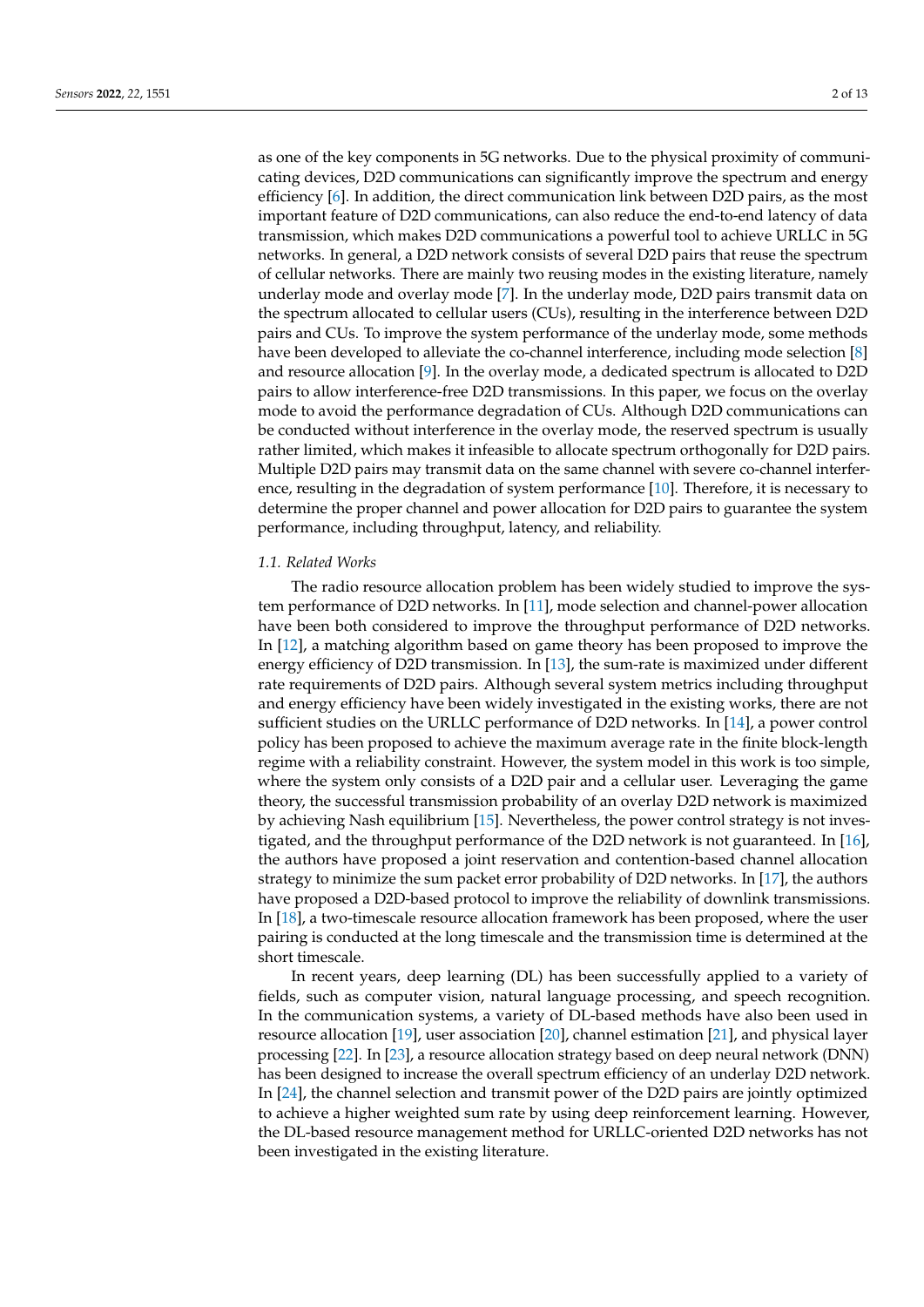as one of the key components in 5G networks. Due to the physical proximity of communicating devices, D2D communications can significantly improve the spectrum and energy efficiency [6]. In addition, the direct communication link between D2D pairs, as the most important feature of D2D communications, can also reduce the end-to-end latency of data transmission, which makes D2D communications a powerful tool to achieve URLLC in 5G networks. In general, a D2D network consists of several D2D pairs that reuse the spectrum of cellular networks. There are mainly two reusing modes in the existing literature, namely underlay mode and overlay mode [7]. In the underlay mode, D2D pairs transmit data on the spectrum allocated to cellular users (CUs), resulting in the interference between D2D pairs and CUs. To improve the system performance of the underlay mode, some methods have been developed to alleviate the co-channel interference, including mode selection [8] and resource allocation [9]. In the overlay mode, a dedicated spectrum is allocated to D2D pairs to allow interference-free D2D transmissions. In this paper, we focus on the overlay mode to avoid the performance degradation of CUs. Although D2D communications can be conducted without interference in the overlay mode, the reserved spectrum is usually rather limited, which makes it infeasible to allocate spectrum orthogonally for D2D pairs. Multiple D2D pairs may transmit data on the same channel with severe co-channel interference, resulting in the degradation of system performance [10]. Therefore, it is necessary to determine the proper channel and power allocation for D2D pairs to guarantee the system performance, including throughput, latency, and reliability.

### 1.1. Related Works

The radio resource allocation problem has been widely studied to improve the system performance of D2D networks. In [11], mode selection and channel-power allocation have been both considered to improve the throughput performance of D2D networks. In [12], a matching algorithm based on game theory has been proposed to improve the energy efficiency of D2D transmission. In [13], the sum-rate is maximized under different rate requirements of D2D pairs. Although several system metrics including throughput and energy efficiency have been widely investigated in the existing works, there are not sufficient studies on the URLLC performance of D2D networks. In [14], a power control policy has been proposed to achieve the maximum average rate in the finite block-length regime with a reliability constraint. However, the system model in this work is too simple, where the system only consists of a D2D pair and a cellular user. Leveraging the game theory, the successful transmission probability of an overlay D2D network is maximized by achieving Nash equilibrium [15]. Nevertheless, the power control strategy is not investigated, and the throughput performance of the D2D network is not guaranteed. In [16], the authors have proposed a joint reservation and contention-based channel allocation strategy to minimize the sum packet error probability of D2D networks. In [17], the authors have proposed a D2D-based protocol to improve the reliability of downlink transmissions. In [18], a two-timescale resource allocation framework has been proposed, where the user pairing is conducted at the long timescale and the transmission time is determined at the short timescale.

In recent years, deep learning (DL) has been successfully applied to a variety of fields, such as computer vision, natural language processing, and speech recognition. In the communication systems, a variety of DL-based methods have also been used in resource allocation [19], user association [20], channel estimation [21], and physical layer processing [22]. In [23], a resource allocation strategy based on deep neural network (DNN) has been designed to increase the overall spectrum efficiency of an underlay D2D network. In [24], the channel selection and transmit power of the D2D pairs are jointly optimized to achieve a higher weighted sum rate by using deep reinforcement learning. However, the DL-based resource management method for URLLC-oriented D2D networks has not been investigated in the existing literature.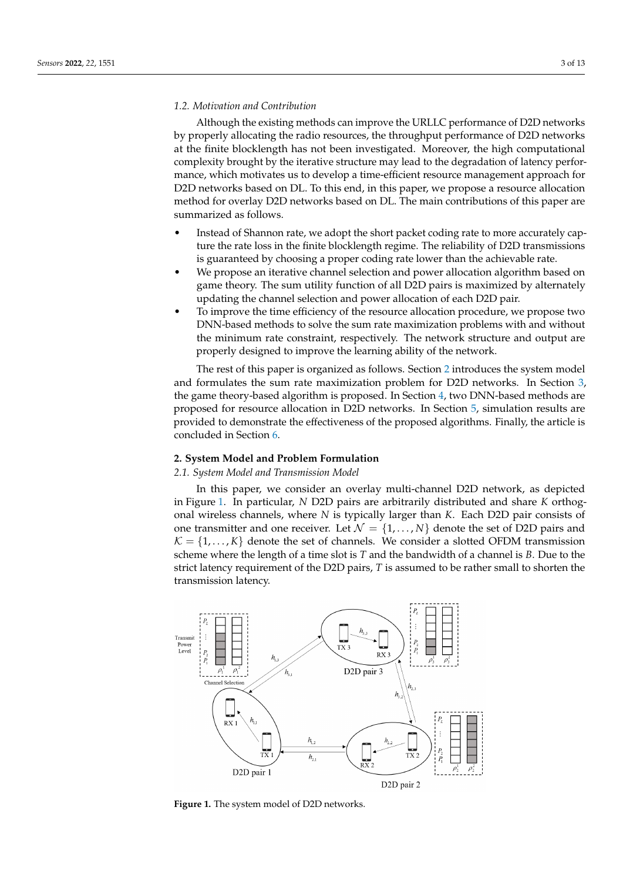### 1.2. Motivation and Contribution

Although the existing methods can improve the URLLC performance of D2D networks by properly allocating the radio resources, the throughput performance of D2D networks at the finite blocklength has not been investigated. Moreover, the high computational complexity brought by the iterative structure may lead to the degradation of latency performance, which motivates us to develop a time-efficient resource management approach for D2D networks based on DL. To this end, in this paper, we propose a resource allocation method for overlay D2D networks based on DL. The main contributions of this paper are summarized as follows.

- Instead of Shannon rate, we adopt the short packet coding rate to more accurately capture the rate loss in the finite blocklength regime. The reliability of D2D transmissions is guaranteed by choosing a proper coding rate lower than the achievable rate.
- We propose an iterative channel selection and power allocation algorithm based on game theory. The sum utility function of all D2D pairs is maximized by alternately updating the channel selection and power allocation of each D2D pair.
- To improve the time efficiency of the resource allocation procedure, we propose two DNN-based methods to solve the sum rate maximization problems with and without the minimum rate constraint, respectively. The network structure and output are properly designed to improve the learning ability of the network.

The rest of this paper is organized as follows. Section 2 introduces the system model and formulates the sum rate maximization problem for D2D networks. In Section 3, the game theory-based algorithm is proposed. In Section 4, two DNN-based methods are proposed for resource allocation in D2D networks. In Section 5, simulation results are provided to demonstrate the effectiveness of the proposed algorithms. Finally, the article is concluded in Section 6.

## 2. System Model and Problem Formulation

### 2.1. System Model and Transmission Model

In this paper, we consider an overlay multi-channel D2D network, as depicted in Figure 1. In particular, $N$ D2D pairs are arbitrarily distributed and share $K$ orthogonal wireless channels, where $N$ is typically larger than $K$. Each D2D pair consists of one transmitter and one receiver. Let $\mathcal{N} = \{1, \ldots, N\}$ denote the set of D2D pairs and $\mathcal{K} = \{1, \ldots, K\}$ denote the set of channels. We consider a slotted OFDM transmission scheme where the length of a time slot is $T$ and the bandwidth of a channel is $B$. Due to the strict latency requirement of the D2D pairs, $T$ is assumed to be rather small to shorten the transmission latency.

**Figure 1.** The system model of D2D networks.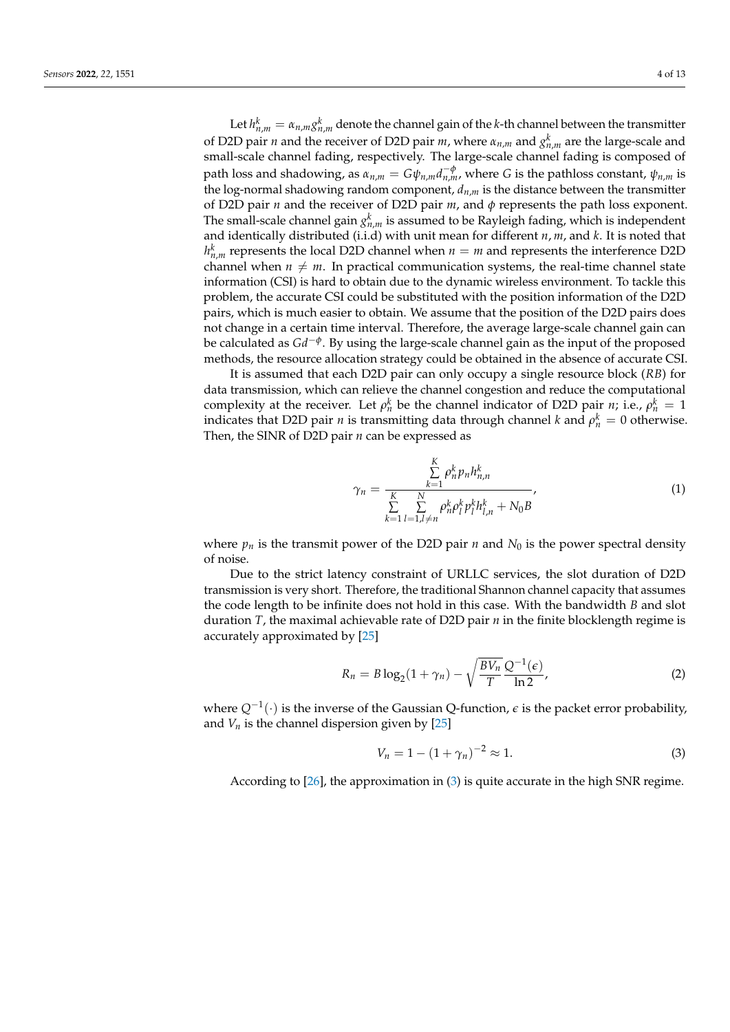Let $h_{n,m}^k = \alpha_{n,m} g_{n,m}^k$ denote the channel gain of the $k$-th channel between the transmitter of D2D pair $n$ and the receiver of D2D pair $m$, where $\alpha_{n,m}$ and $g_{n,m}^k$ are the large-scale and small-scale channel fading, respectively. The large-scale channel fading is composed of path loss and shadowing, as $\alpha_{n,m} = G\psi_{n,m} d_{n,m}^{-\phi}$, where $G$ is the pathloss constant, $\psi_{n,m}$ is the log-normal shadowing random component, $d_{n,m}$ is the distance between the transmitter of D2D pair $n$ and the receiver of D2D pair $m$, and $\phi$ represents the path loss exponent. The small-scale channel gain $g_{n,m}^k$ is assumed to be Rayleigh fading, which is independent and identically distributed (i.i.d) with unit mean for different $n, m$, and $k$. It is noted that $h_{n,m}^k$ represents the local D2D channel when $n = m$ and represents the interference D2D channel when $n \neq m$. In practical communication systems, the real-time channel state information (CSI) is hard to obtain due to the dynamic wireless environment. To tackle this problem, the accurate CSI could be substituted with the position information of the D2D pairs, which is much easier to obtain. We assume that the position of the D2D pairs does not change in a certain time interval. Therefore, the average large-scale channel gain can be calculated as $Gd^{-\phi}$. By using the large-scale channel gain as the input of the proposed methods, the resource allocation strategy could be obtained in the absence of accurate CSI.

It is assumed that each D2D pair can only occupy a single resource block ($RB$) for data transmission, which can relieve the channel congestion and reduce the computational complexity at the receiver. Let $\rho_n^k$ be the channel indicator of D2D pair $n$; i.e., $\rho_n^k = 1$ indicates that D2D pair $n$ is transmitting data through channel $k$ and $\rho_n^k = 0$ otherwise. Then, the SINR of D2D pair $n$ can be expressed as

$$\gamma_n = \frac{\sum\limits_{k=1}^{K} \rho_n^k p_n h_{n,n}^k}{\sum\limits_{k=1}^{K} \sum\limits_{l=1, l\neq n}^{N} \rho_n^k \rho_l^k p_l^k h_{l,n}^k + N_0 B}, \tag{1}$$

where $p_n$ is the transmit power of the D2D pair $n$ and $N_0$ is the power spectral density of noise.

Due to the strict latency constraint of URLLC services, the slot duration of D2D transmission is very short. Therefore, the traditional Shannon channel capacity that assumes the code length to be infinite does not hold in this case. With the bandwidth $B$ and slot duration $T$, the maximal achievable rate of D2D pair $n$ in the finite blocklength regime is accurately approximated by [25]

$$R_n = B\log_2(1 + \gamma_n) - \sqrt{\frac{BV_n}{T}} \frac{Q^{-1}(\epsilon)}{\ln 2}, \tag{2}$$

where $Q^{-1}(\cdot)$ is the inverse of the Gaussian Q-function, $\epsilon$ is the packet error probability, and $V_n$ is the channel dispersion given by [25]

$$V_n = 1 - (1 + \gamma_n)^{-2} \approx 1. \tag{3}$$

According to [26], the approximation in (3) is quite accurate in the high SNR regime.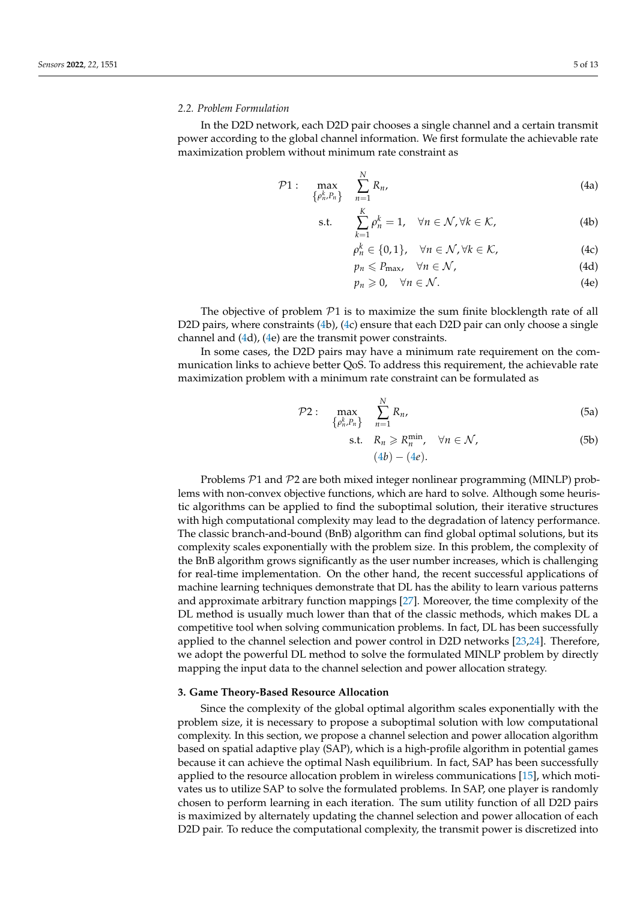### 2.2. Problem Formulation

In the D2D network, each D2D pair chooses a single channel and a certain transmit power according to the global channel information. We first formulate the achievable rate maximization problem without minimum rate constraint as

$$\mathcal{P}1: \quad \max_{\{\rho_n^k, P_n\}} \quad \sum_{n=1}^{N} R_n, \tag{4a}$$

$$\text{s.t.} \quad \sum_{k=1}^{K} \rho_n^k = 1, \quad \forall n \in \mathcal{N}, \forall k \in \mathcal{K}, \tag{4b}$$

$$\rho_n^k \in \{0,1\}, \quad \forall n \in \mathcal{N}, \forall k \in \mathcal{K}, \tag{4c}$$

$$p_n \leqslant P_{\max}, \quad \forall n \in \mathcal{N}, \tag{4d}$$

$$p_n \geqslant 0, \quad \forall n \in \mathcal{N}. \tag{4e}$$

The objective of problem $\mathcal{P}1$ is to maximize the sum finite blocklength rate of all D2D pairs, where constraints (4b), (4c) ensure that each D2D pair can only choose a single channel and (4d), (4e) are the transmit power constraints.

In some cases, the D2D pairs may have a minimum rate requirement on the communication links to achieve better QoS. To address this requirement, the achievable rate maximization problem with a minimum rate constraint can be formulated as

$$\mathcal{P}2: \quad \max_{\{\rho_n^k, P_n\}} \quad \sum_{n=1}^{N} R_n, \tag{5a}$$

$$\text{s.t.} \quad R_n \geqslant R_n^{\min}, \quad \forall n \in \mathcal{N}, \tag{5b}$$

$$(4b) - (4e).$$

Problems $\mathcal{P}1$ and $\mathcal{P}2$ are both mixed integer nonlinear programming (MINLP) problems with non-convex objective functions, which are hard to solve. Although some heuristic algorithms can be applied to find the suboptimal solution, their iterative structures with high computational complexity may lead to the degradation of latency performance. The classic branch-and-bound (BnB) algorithm can find global optimal solutions, but its complexity scales exponentially with the problem size. In this problem, the complexity of the BnB algorithm grows significantly as the user number increases, which is challenging for real-time implementation. On the other hand, the recent successful applications of machine learning techniques demonstrate that DL has the ability to learn various patterns and approximate arbitrary function mappings [27]. Moreover, the time complexity of the DL method is usually much lower than that of the classic methods, which makes DL a competitive tool when solving communication problems. In fact, DL has been successfully applied to the channel selection and power control in D2D networks [23,24]. Therefore, we adopt the powerful DL method to solve the formulated MINLP problem by directly mapping the input data to the channel selection and power allocation strategy.

## 3. Game Theory-Based Resource Allocation

Since the complexity of the global optimal algorithm scales exponentially with the problem size, it is necessary to propose a suboptimal solution with low computational complexity. In this section, we propose a channel selection and power allocation algorithm based on spatial adaptive play (SAP), which is a high-profile algorithm in potential games because it can achieve the optimal Nash equilibrium. In fact, SAP has been successfully applied to the resource allocation problem in wireless communications [15], which motivates us to utilize SAP to solve the formulated problems. In SAP, one player is randomly chosen to perform learning in each iteration. The sum utility function of all D2D pairs is maximized by alternately updating the channel selection and power allocation of each D2D pair. To reduce the computational complexity, the transmit power is discretized into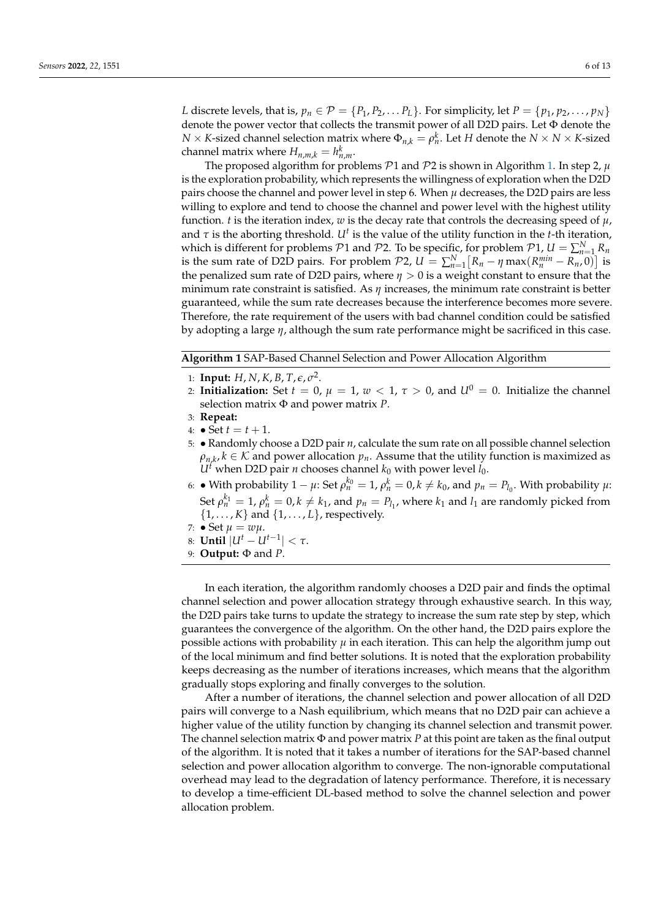$L$ discrete levels, that is, $p_n \in \mathcal{P} = \{P_1, P_2, \ldots P_L\}$. For simplicity, let $P = \{p_1, p_2, \ldots, p_N\}$ denote the power vector that collects the transmit power of all D2D pairs. Let $\Phi$ denote the $N \times K$-sized channel selection matrix where $\Phi_{n,k} = \rho_n^k$. Let $H$ denote the $N \times N \times K$-sized channel matrix where $H_{n,m,k} = h_{n,m}^k$.

The proposed algorithm for problems $\mathcal{P}1$ and $\mathcal{P}2$ is shown in Algorithm 1. In step 2, $\mu$ is the exploration probability, which represents the willingness of exploration when the D2D pairs choose the channel and power level in step 6. When $\mu$ decreases, the D2D pairs are less willing to explore and tend to choose the channel and power level with the highest utility function. $t$ is the iteration index, $w$ is the decay rate that controls the decreasing speed of $\mu$, and $\tau$ is the aborting threshold. $U^t$ is the value of the utility function in the $t$-th iteration, which is different for problems $\mathcal{P}1$ and $\mathcal{P}2$. To be specific, for problem $\mathcal{P}1$, $U = \sum_{n=1}^{N} R_n$ is the sum rate of D2D pairs. For problem $\mathcal{P}2$, $U = \sum_{n=1}^{N}\left[R_n - \eta \max(R_n^{min} - R_n, 0)\right]$ is the penalized sum rate of D2D pairs, where $\eta > 0$ is a weight constant to ensure that the minimum rate constraint is satisfied. As $\eta$ increases, the minimum rate constraint is better guaranteed, while the sum rate decreases because the interference becomes more severe. Therefore, the rate requirement of the users with bad channel condition could be satisfied by adopting a large $\eta$, although the sum rate performance might be sacrificed in this case.

**Algorithm 1** SAP-Based Channel Selection and Power Allocation Algorithm

1: **Input:** $H, N, K, B, T, \epsilon, \sigma^2$.
2: **Initialization:** Set $t = 0$, $\mu = 1$, $w < 1$, $\tau > 0$, and $U^0 = 0$. Initialize the channel selection matrix $\Phi$ and power matrix $P$.
3: **Repeat:**
4: • Set $t = t + 1$.
5: • Randomly choose a D2D pair $n$, calculate the sum rate on all possible channel selection $\rho_{n,k}, k \in \mathcal{K}$ and power allocation $p_n$. Assume that the utility function is maximized as $U^t$ when D2D pair $n$ chooses channel $k_0$ with power level $l_0$.
6: • With probability $1 - \mu$: Set $\rho_n^{k_0} = 1$, $\rho_n^k = 0, k \neq k_0$, and $p_n = P_{l_0}$. With probability $\mu$: Set $\rho_n^{k_1} = 1$, $\rho_n^k = 0, k \neq k_1$, and $p_n = P_{l_1}$, where $k_1$ and $l_1$ are randomly picked from $\{1, \ldots, K\}$ and $\{1, \ldots, L\}$, respectively.
7: • Set $\mu = w\mu$.
8: **Until** $|U^t - U^{t-1}| < \tau$.
9: **Output:** $\Phi$ and $P$.

In each iteration, the algorithm randomly chooses a D2D pair and finds the optimal channel selection and power allocation strategy through exhaustive search. In this way, the D2D pairs take turns to update the strategy to increase the sum rate step by step, which guarantees the convergence of the algorithm. On the other hand, the D2D pairs explore the possible actions with probability $\mu$ in each iteration. This can help the algorithm jump out of the local minimum and find better solutions. It is noted that the exploration probability keeps decreasing as the number of iterations increases, which means that the algorithm gradually stops exploring and finally converges to the solution.

After a number of iterations, the channel selection and power allocation of all D2D pairs will converge to a Nash equilibrium, which means that no D2D pair can achieve a higher value of the utility function by changing its channel selection and transmit power. The channel selection matrix $\Phi$ and power matrix $P$ at this point are taken as the final output of the algorithm. It is noted that it takes a number of iterations for the SAP-based channel selection and power allocation algorithm to converge. The non-ignorable computational overhead may lead to the degradation of latency performance. Therefore, it is necessary to develop a time-efficient DL-based method to solve the channel selection and power allocation problem.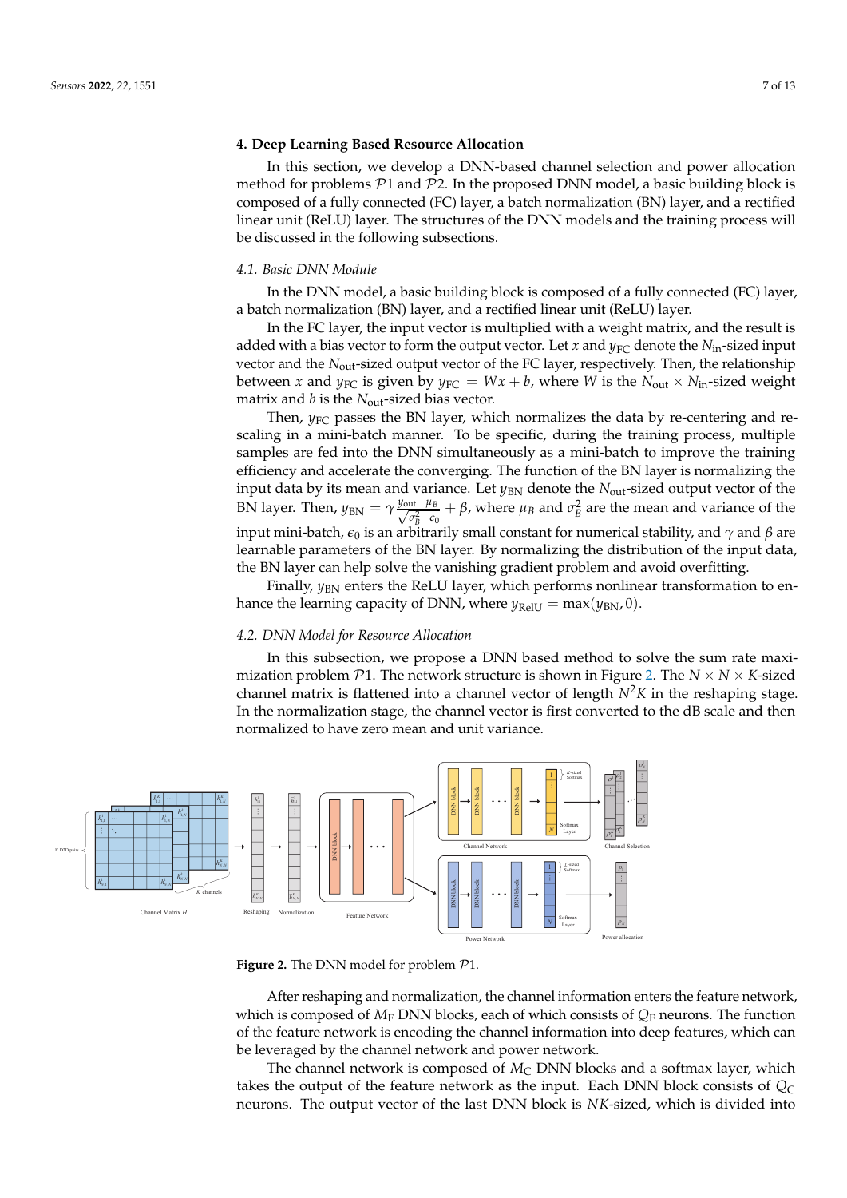## 4. Deep Learning Based Resource Allocation

In this section, we develop a DNN-based channel selection and power allocation method for problems $\mathcal{P}1$ and $\mathcal{P}2$. In the proposed DNN model, a basic building block is composed of a fully connected (FC) layer, a batch normalization (BN) layer, and a rectified linear unit (ReLU) layer. The structures of the DNN models and the training process will be discussed in the following subsections.

### *4.1. Basic DNN Module*

In the DNN model, a basic building block is composed of a fully connected (FC) layer, a batch normalization (BN) layer, and a rectified linear unit (ReLU) layer.

In the FC layer, the input vector is multiplied with a weight matrix, and the result is added with a bias vector to form the output vector. Let $x$ and $y_{\text{FC}}$ denote the $N_{\text{in}}$-sized input vector and the $N_{\text{out}}$-sized output vector of the FC layer, respectively. Then, the relationship between $x$ and $y_{\text{FC}}$ is given by $y_{\text{FC}} = Wx + b$, where $W$ is the $N_{\text{out}} \times N_{\text{in}}$-sized weight matrix and $b$ is the $N_{\text{out}}$-sized bias vector.

Then, $y_{\text{FC}}$ passes the BN layer, which normalizes the data by re-centering and re-scaling in a mini-batch manner. To be specific, during the training process, multiple samples are fed into the DNN simultaneously as a mini-batch to improve the training efficiency and accelerate the converging. The function of the BN layer is normalizing the input data by its mean and variance. Let $y_{\text{BN}}$ denote the $N_{\text{out}}$-sized output vector of the BN layer. Then, $y_{\text{BN}} = \gamma \frac{y_{\text{out}} - \mu_B}{\sqrt{\sigma_B^2 + \epsilon_0}} + \beta$, where $\mu_B$ and $\sigma_B^2$ are the mean and variance of the input mini-batch, $\epsilon_0$ is an arbitrarily small constant for numerical stability, and $\gamma$ and $\beta$ are learnable parameters of the BN layer. By normalizing the distribution of the input data, the BN layer can help solve the vanishing gradient problem and avoid overfitting.

Finally, $y_{\text{BN}}$ enters the ReLU layer, which performs nonlinear transformation to enhance the learning capacity of DNN, where $y_{\text{RelU}} = \max(y_{\text{BN}}, 0)$.

### *4.2. DNN Model for Resource Allocation*

In this subsection, we propose a DNN based method to solve the sum rate maximization problem $\mathcal{P}1$. The network structure is shown in Figure 2. The $N \times N \times K$-sized channel matrix is flattened into a channel vector of length $N^2K$ in the reshaping stage. In the normalization stage, the channel vector is first converted to the dB scale and then normalized to have zero mean and unit variance.

N D2D pairs
K channels
Channel Matrix H
Reshaping
Normalization
DNN block
Feature Network
DNN block
DNN block
DNN block
K-sized Softmax
Softmax Layer
Channel Network
Channel Selection
DNN block
DNN block
DNN block
L-sized Softmax
Softmax Layer
Power Network
Power allocation

**Figure 2.** The DNN model for problem $\mathcal{P}1$.

After reshaping and normalization, the channel information enters the feature network, which is composed of $M_{\text{F}}$ DNN blocks, each of which consists of $Q_{\text{F}}$ neurons. The function of the feature network is encoding the channel information into deep features, which can be leveraged by the channel network and power network.

The channel network is composed of $M_{\text{C}}$ DNN blocks and a softmax layer, which takes the output of the feature network as the input. Each DNN block consists of $Q_{\text{C}}$ neurons. The output vector of the last DNN block is $NK$-sized, which is divided into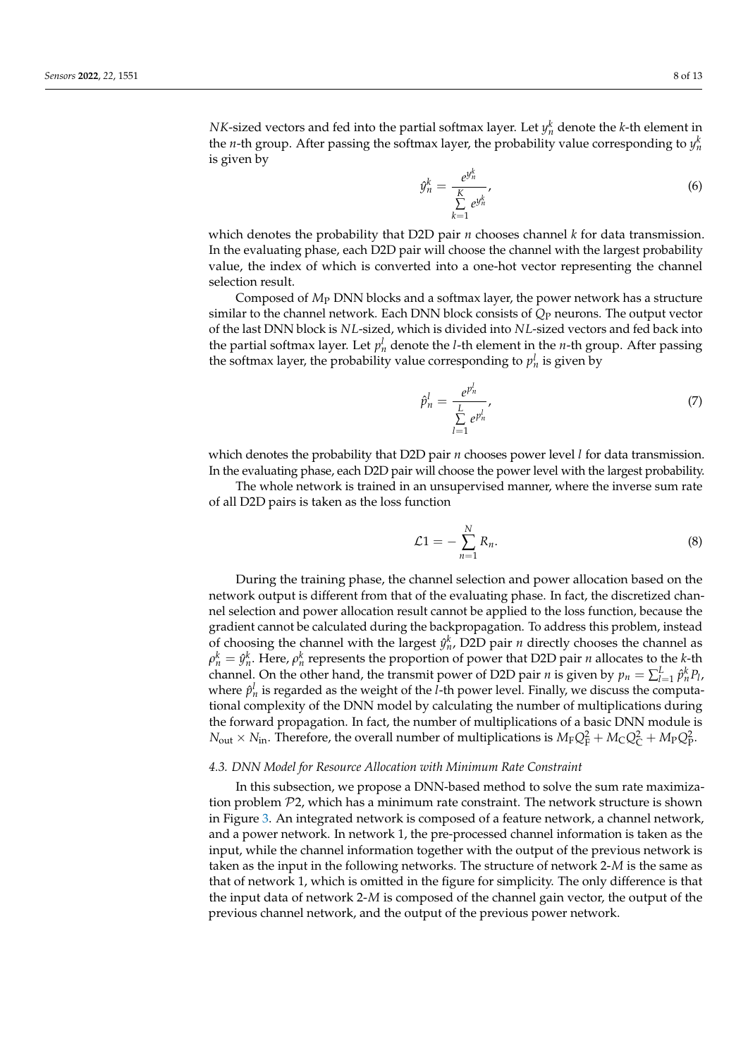$NK$-sized vectors and fed into the partial softmax layer. Let $y_n^k$ denote the $k$-th element in the $n$-th group. After passing the softmax layer, the probability value corresponding to $y_n^k$ is given by

$$\hat{y}_n^k = \frac{e^{y_n^k}}{\sum_{k=1}^{K} e^{y_n^k}}, \tag{6}$$

which denotes the probability that D2D pair $n$ chooses channel $k$ for data transmission. In the evaluating phase, each D2D pair will choose the channel with the largest probability value, the index of which is converted into a one-hot vector representing the channel selection result.

Composed of $M_\text{P}$ DNN blocks and a softmax layer, the power network has a structure similar to the channel network. Each DNN block consists of $Q_\text{P}$ neurons. The output vector of the last DNN block is $NL$-sized, which is divided into $NL$-sized vectors and fed back into the partial softmax layer. Let $p_n^l$ denote the $l$-th element in the $n$-th group. After passing the softmax layer, the probability value corresponding to $p_n^l$ is given by

$$\hat{p}_n^l = \frac{e^{p_n^l}}{\sum_{l=1}^{L} e^{p_n^l}}, \tag{7}$$

which denotes the probability that D2D pair $n$ chooses power level $l$ for data transmission. In the evaluating phase, each D2D pair will choose the power level with the largest probability.

The whole network is trained in an unsupervised manner, where the inverse sum rate of all D2D pairs is taken as the loss function

$$\mathcal{L}1 = -\sum_{n=1}^{N} R_n. \tag{8}$$

During the training phase, the channel selection and power allocation based on the network output is different from that of the evaluating phase. In fact, the discretized channel selection and power allocation result cannot be applied to the loss function, because the gradient cannot be calculated during the backpropagation. To address this problem, instead of choosing the channel with the largest $\hat{y}_n^k$, D2D pair $n$ directly chooses the channel as $\rho_n^k = \hat{y}_n^k$. Here, $\rho_n^k$ represents the proportion of power that D2D pair $n$ allocates to the $k$-th channel. On the other hand, the transmit power of D2D pair $n$ is given by $p_n = \sum_{l=1}^{L} \hat{p}_n^k P_l$, where $\hat{p}_n^l$ is regarded as the weight of the $l$-th power level. Finally, we discuss the computational complexity of the DNN model by calculating the number of multiplications during the forward propagation. In fact, the number of multiplications of a basic DNN module is $N_\text{out} \times N_\text{in}$. Therefore, the overall number of multiplications is $M_\text{F}Q_\text{F}^2 + M_\text{C}Q_\text{C}^2 + M_\text{P}Q_\text{P}^2$.

### 4.3. DNN Model for Resource Allocation with Minimum Rate Constraint

In this subsection, we propose a DNN-based method to solve the sum rate maximization problem $\mathcal{P}2$, which has a minimum rate constraint. The network structure is shown in Figure 3. An integrated network is composed of a feature network, a channel network, and a power network. In network 1, the pre-processed channel information is taken as the input, while the channel information together with the output of the previous network is taken as the input in the following networks. The structure of network 2-$M$ is the same as that of network 1, which is omitted in the figure for simplicity. The only difference is that the input data of network 2-$M$ is composed of the channel gain vector, the output of the previous channel network, and the output of the previous power network.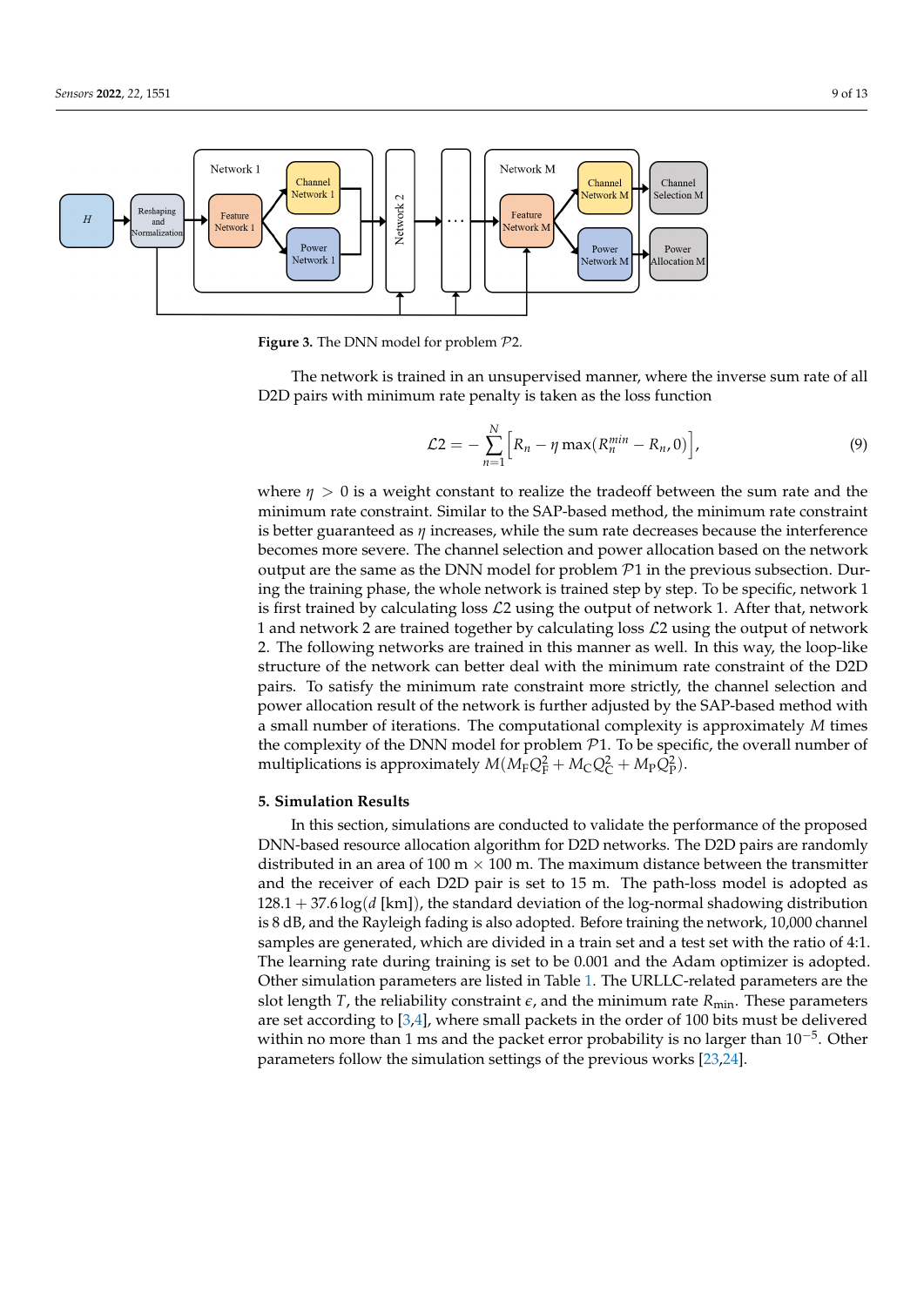H

Reshaping and Normalization

Network 1

Feature Network 1

Channel Network 1

Power Network 1

Network 2

⋯

Network M

Feature Network M

Channel Network M

Power Network M

Channel Selection M

Power Allocation M

**Figure 3.** The DNN model for problem $\mathcal{P}2$.

The network is trained in an unsupervised manner, where the inverse sum rate of all D2D pairs with minimum rate penalty is taken as the loss function

$$\mathcal{L}2 = -\sum_{n=1}^{N}\left[R_n - \eta \max(R_n^{min} - R_n, 0)\right], \tag{9}$$

where $\eta > 0$ is a weight constant to realize the tradeoff between the sum rate and the minimum rate constraint. Similar to the SAP-based method, the minimum rate constraint is better guaranteed as $\eta$ increases, while the sum rate decreases because the interference becomes more severe. The channel selection and power allocation based on the network output are the same as the DNN model for problem $\mathcal{P}1$ in the previous subsection. During the training phase, the whole network is trained step by step. To be specific, network 1 is first trained by calculating loss $\mathcal{L}2$ using the output of network 1. After that, network 1 and network 2 are trained together by calculating loss $\mathcal{L}2$ using the output of network 2. The following networks are trained in this manner as well. In this way, the loop-like structure of the network can better deal with the minimum rate constraint of the D2D pairs. To satisfy the minimum rate constraint more strictly, the channel selection and power allocation result of the network is further adjusted by the SAP-based method with a small number of iterations. The computational complexity is approximately $M$ times the complexity of the DNN model for problem $\mathcal{P}1$. To be specific, the overall number of multiplications is approximately $M(M_\text{F}Q_\text{F}^2 + M_\text{C}Q_\text{C}^2 + M_\text{P}Q_\text{P}^2)$.

## 5. Simulation Results

In this section, simulations are conducted to validate the performance of the proposed DNN-based resource allocation algorithm for D2D networks. The D2D pairs are randomly distributed in an area of 100 m $\times$ 100 m. The maximum distance between the transmitter and the receiver of each D2D pair is set to 15 m. The path-loss model is adopted as $128.1 + 37.6\log(d\ [\text{km}])$, the standard deviation of the log-normal shadowing distribution is 8 dB, and the Rayleigh fading is also adopted. Before training the network, 10,000 channel samples are generated, which are divided in a train set and a test set with the ratio of 4:1. The learning rate during training is set to be 0.001 and the Adam optimizer is adopted. Other simulation parameters are listed in Table 1. The URLLC-related parameters are the slot length $T$, the reliability constraint $\epsilon$, and the minimum rate $R_\text{min}$. These parameters are set according to [3,4], where small packets in the order of 100 bits must be delivered within no more than 1 ms and the packet error probability is no larger than $10^{-5}$. Other parameters follow the simulation settings of the previous works [23,24].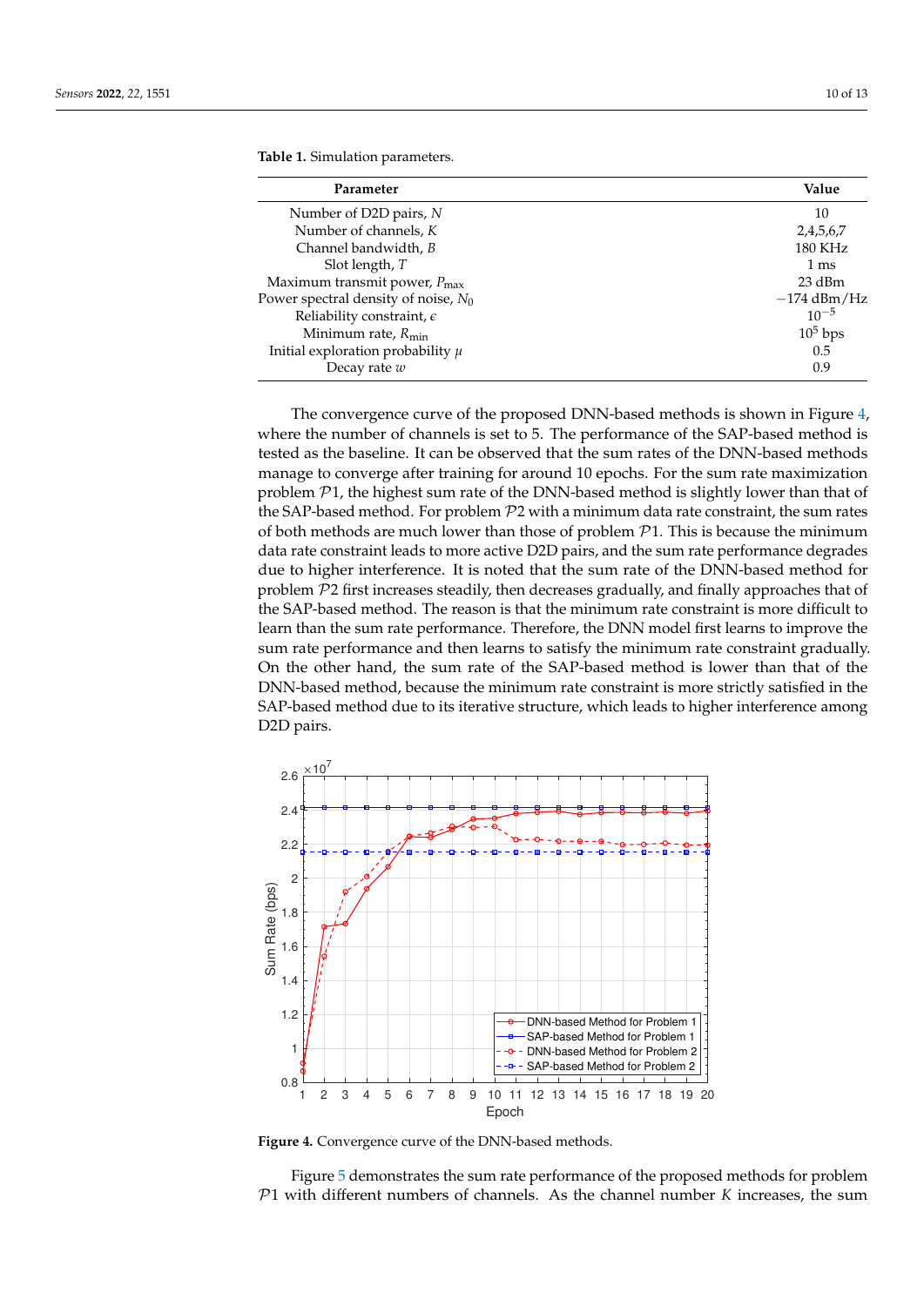**Table 1.** Simulation parameters.

| Parameter | Value |
|---|---|
| Number of D2D pairs, $N$ | 10 |
| Number of channels, $K$ | 2,4,5,6,7 |
| Channel bandwidth, $B$ | 180 KHz |
| Slot length, $T$ | 1 ms |
| Maximum transmit power, $P_{\max}$ | 23 dBm |
| Power spectral density of noise, $N_0$ | −174 dBm/Hz |
| Reliability constraint, $\epsilon$ | $10^{-5}$ |
| Minimum rate, $R_{\min}$ | $10^5$ bps |
| Initial exploration probability $\mu$ | 0.5 |
| Decay rate $w$ | 0.9 |

The convergence curve of the proposed DNN-based methods is shown in Figure 4, where the number of channels is set to 5. The performance of the SAP-based method is tested as the baseline. It can be observed that the sum rates of the DNN-based methods manage to converge after training for around 10 epochs. For the sum rate maximization problem $\mathcal{P}1$, the highest sum rate of the DNN-based method is slightly lower than that of the SAP-based method. For problem $\mathcal{P}2$ with a minimum data rate constraint, the sum rates of both methods are much lower than those of problem $\mathcal{P}1$. This is because the minimum data rate constraint leads to more active D2D pairs, and the sum rate performance degrades due to higher interference. It is noted that the sum rate of the DNN-based method for problem $\mathcal{P}2$ first increases steadily, then decreases gradually, and finally approaches that of the SAP-based method. The reason is that the minimum rate constraint is more difficult to learn than the sum rate performance. Therefore, the DNN model first learns to improve the sum rate performance and then learns to satisfy the minimum rate constraint gradually. On the other hand, the sum rate of the SAP-based method is lower than that of the DNN-based method, because the minimum rate constraint is more strictly satisfied in the SAP-based method due to its iterative structure, which leads to higher interference among D2D pairs.

×10^7
Sum Rate (bps)
2.6
2.4
2.2
2
1.8
1.6
1.4
1.2
1
0.8
Epoch
1 2 3 4 5 6 7 8 9 10 11 12 13 14 15 16 17 18 19 20
DNN-based Method for Problem 1
SAP-based Method for Problem 1
DNN-based Method for Problem 2
SAP-based Method for Problem 2

**Figure 4.** Convergence curve of the DNN-based methods.

Figure 5 demonstrates the sum rate performance of the proposed methods for problem $\mathcal{P}1$ with different numbers of channels. As the channel number $K$ increases, the sum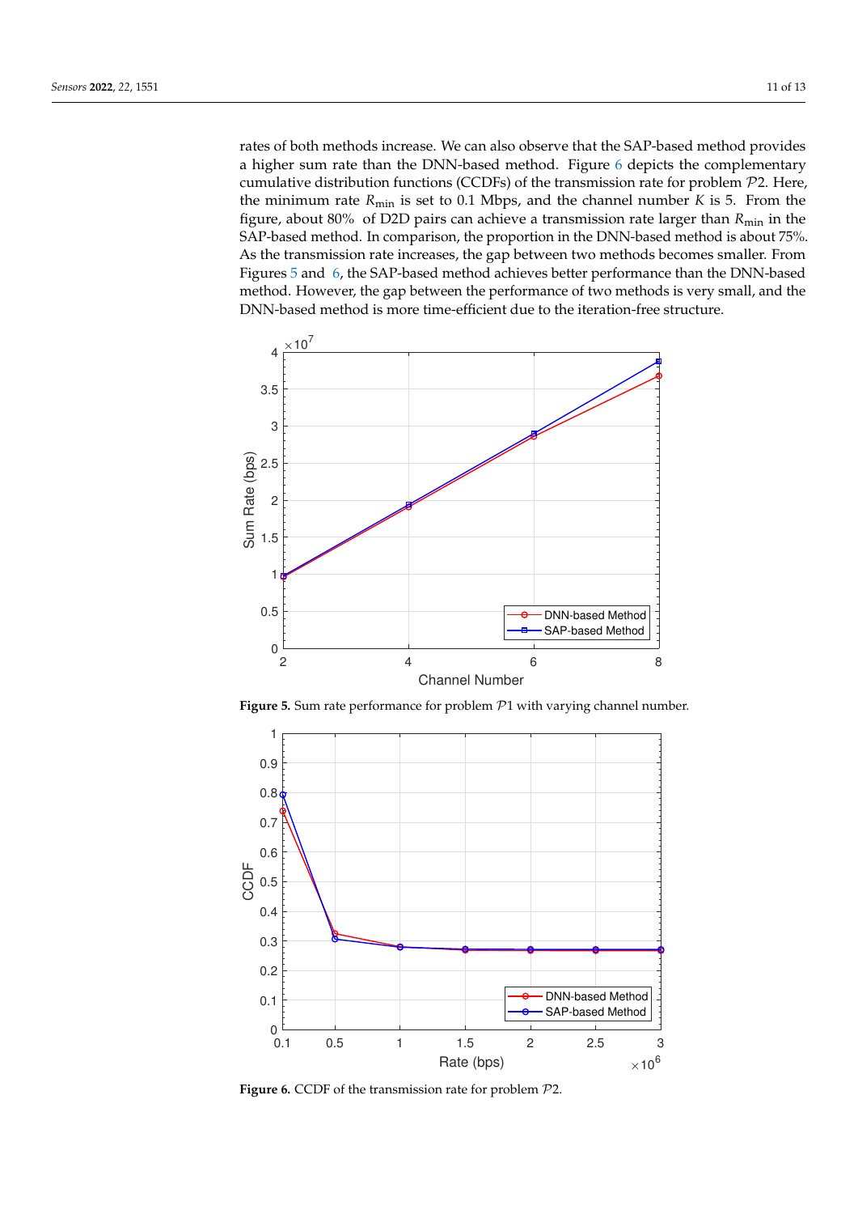rates of both methods increase. We can also observe that the SAP-based method provides a higher sum rate than the DNN-based method. Figure 6 depicts the complementary cumulative distribution functions (CCDFs) of the transmission rate for problem $\mathcal{P}2$. Here, the minimum rate $R_{\min}$ is set to 0.1 Mbps, and the channel number $K$ is 5. From the figure, about 80% of D2D pairs can achieve a transmission rate larger than $R_{\min}$ in the SAP-based method. In comparison, the proportion in the DNN-based method is about 75%. As the transmission rate increases, the gap between two methods becomes smaller. From Figures 5 and 6, the SAP-based method achieves better performance than the DNN-based method. However, the gap between the performance of two methods is very small, and the DNN-based method is more time-efficient due to the iteration-free structure.

$\times 10^7$

4
3.5
3
2.5
2
1.5
1
0.5
0

Sum Rate (bps)

2
4
6
8

Channel Number

DNN-based Method
SAP-based Method

**Figure 5.** Sum rate performance for problem $\mathcal{P}1$ with varying channel number.

1
0.9
0.8
0.7
0.6
0.5
0.4
0.3
0.2
0.1
0

CCDF

0.1
0.5
1
1.5
2
2.5
3

Rate (bps)

$\times 10^6$

DNN-based Method
SAP-based Method

**Figure 6.** CCDF of the transmission rate for problem $\mathcal{P}2$.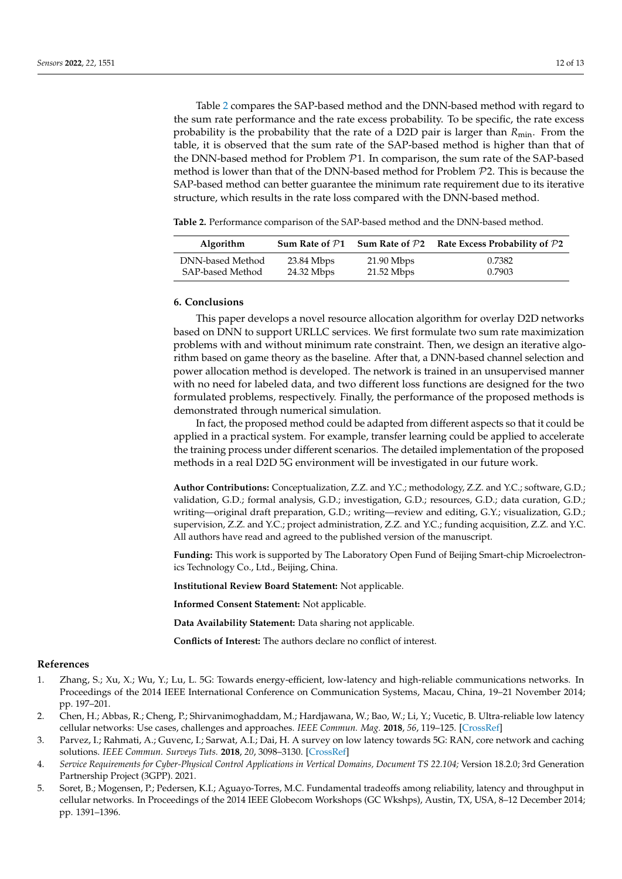Table 2 compares the SAP-based method and the DNN-based method with regard to the sum rate performance and the rate excess probability. To be specific, the rate excess probability is the probability that the rate of a D2D pair is larger than $R_{\min}$. From the table, it is observed that the sum rate of the SAP-based method is higher than that of the DNN-based method for Problem $\mathcal{P}1$. In comparison, the sum rate of the SAP-based method is lower than that of the DNN-based method for Problem $\mathcal{P}2$. This is because the SAP-based method can better guarantee the minimum rate requirement due to its iterative structure, which results in the rate loss compared with the DNN-based method.

**Table 2.** Performance comparison of the SAP-based method and the DNN-based method.

| Algorithm | Sum Rate of $\mathcal{P}1$ | Sum Rate of $\mathcal{P}2$ | Rate Excess Probability of $\mathcal{P}2$ |
|---|---|---|---|
| DNN-based Method | 23.84 Mbps | 21.90 Mbps | 0.7382 |
| SAP-based Method | 24.32 Mbps | 21.52 Mbps | 0.7903 |

## 6. Conclusions

This paper develops a novel resource allocation algorithm for overlay D2D networks based on DNN to support URLLC services. We first formulate two sum rate maximization problems with and without minimum rate constraint. Then, we design an iterative algorithm based on game theory as the baseline. After that, a DNN-based channel selection and power allocation method is developed. The network is trained in an unsupervised manner with no need for labeled data, and two different loss functions are designed for the two formulated problems, respectively. Finally, the performance of the proposed methods is demonstrated through numerical simulation.

In fact, the proposed method could be adapted from different aspects so that it could be applied in a practical system. For example, transfer learning could be applied to accelerate the training process under different scenarios. The detailed implementation of the proposed methods in a real D2D 5G environment will be investigated in our future work.

**Author Contributions:** Conceptualization, Z.Z. and Y.C.; methodology, Z.Z. and Y.C.; software, G.D.; validation, G.D.; formal analysis, G.D.; investigation, G.D.; resources, G.D.; data curation, G.D.; writing—original draft preparation, G.D.; writing—review and editing, G.Y.; visualization, G.D.; supervision, Z.Z. and Y.C.; project administration, Z.Z. and Y.C.; funding acquisition, Z.Z. and Y.C. All authors have read and agreed to the published version of the manuscript.

**Funding:** This work is supported by The Laboratory Open Fund of Beijing Smart-chip Microelectronics Technology Co., Ltd., Beijing, China.

**Institutional Review Board Statement:** Not applicable.

**Informed Consent Statement:** Not applicable.

**Data Availability Statement:** Data sharing not applicable.

**Conflicts of Interest:** The authors declare no conflict of interest.

## References

1. Zhang, S.; Xu, X.; Wu, Y.; Lu, L. 5G: Towards energy-efficient, low-latency and high-reliable communications networks. In Proceedings of the 2014 IEEE International Conference on Communication Systems, Macau, China, 19–21 November 2014; pp. 197–201.
2. Chen, H.; Abbas, R.; Cheng, P.; Shirvanimoghaddam, M.; Hardjawana, W.; Bao, W.; Li, Y.; Vucetic, B. Ultra-reliable low latency cellular networks: Use cases, challenges and approaches. *IEEE Commun. Mag.* **2018**, *56*, 119–125. [CrossRef]
3. Parvez, I.; Rahmati, A.; Guvenc, I.; Sarwat, A.I.; Dai, H. A survey on low latency towards 5G: RAN, core network and caching solutions. *IEEE Commun. Surveys Tuts.* **2018**, *20*, 3098–3130. [CrossRef]
4. *Service Requirements for Cyber-Physical Control Applications in Vertical Domains, Document TS 22.104*; Version 18.2.0; 3rd Generation Partnership Project (3GPP). 2021.
5. Soret, B.; Mogensen, P.; Pedersen, K.I.; Aguayo-Torres, M.C. Fundamental tradeoffs among reliability, latency and throughput in cellular networks. In Proceedings of the 2014 IEEE Globecom Workshops (GC Wkshps), Austin, TX, USA, 8–12 December 2014; pp. 1391–1396.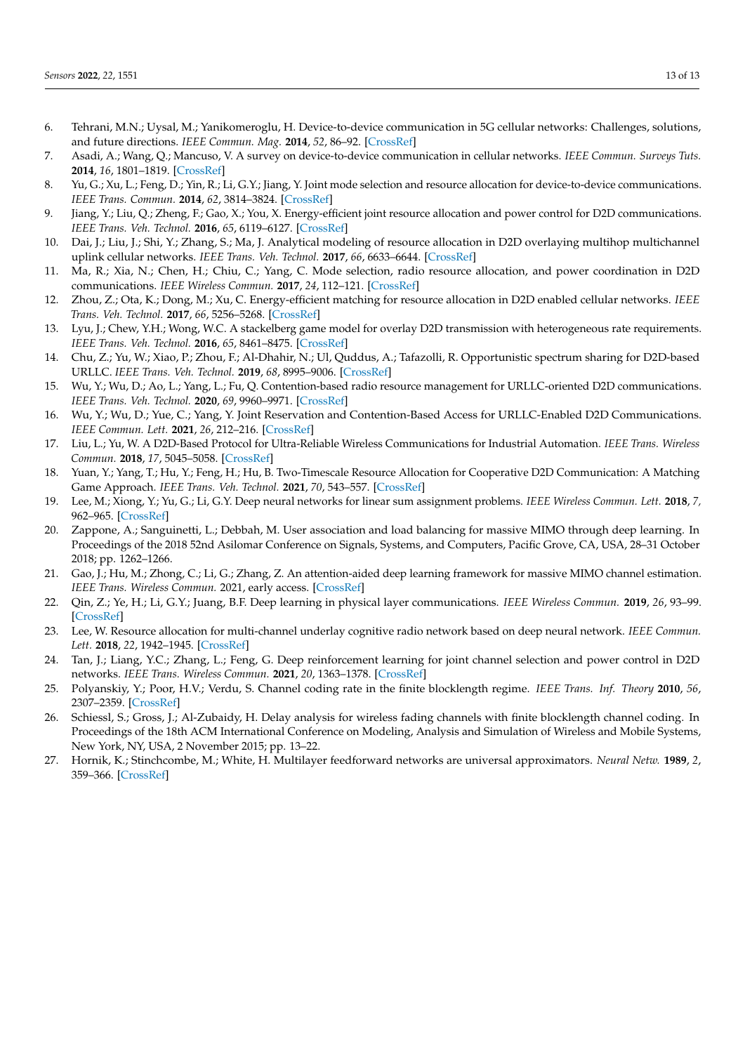6. Tehrani, M.N.; Uysal, M.; Yanikomeroglu, H. Device-to-device communication in 5G cellular networks: Challenges, solutions, and future directions. *IEEE Commun. Mag.* **2014**, *52*, 86–92. [CrossRef]
7. Asadi, A.; Wang, Q.; Mancuso, V. A survey on device-to-device communication in cellular networks. *IEEE Commun. Surveys Tuts.* **2014**, *16*, 1801–1819. [CrossRef]
8. Yu, G.; Xu, L.; Feng, D.; Yin, R.; Li, G.Y.; Jiang, Y. Joint mode selection and resource allocation for device-to-device communications. *IEEE Trans. Commun.* **2014**, *62*, 3814–3824. [CrossRef]
9. Jiang, Y.; Liu, Q.; Zheng, F.; Gao, X.; You, X. Energy-efficient joint resource allocation and power control for D2D communications. *IEEE Trans. Veh. Technol.* **2016**, *65*, 6119–6127. [CrossRef]
10. Dai, J.; Liu, J.; Shi, Y.; Zhang, S.; Ma, J. Analytical modeling of resource allocation in D2D overlaying multihop multichannel uplink cellular networks. *IEEE Trans. Veh. Technol.* **2017**, *66*, 6633–6644. [CrossRef]
11. Ma, R.; Xia, N.; Chen, H.; Chiu, C.; Yang, C. Mode selection, radio resource allocation, and power coordination in D2D communications. *IEEE Wireless Commun.* **2017**, *24*, 112–121. [CrossRef]
12. Zhou, Z.; Ota, K.; Dong, M.; Xu, C. Energy-efficient matching for resource allocation in D2D enabled cellular networks. *IEEE Trans. Veh. Technol.* **2017**, *66*, 5256–5268. [CrossRef]
13. Lyu, J.; Chew, Y.H.; Wong, W.C. A stackelberg game model for overlay D2D transmission with heterogeneous rate requirements. *IEEE Trans. Veh. Technol.* **2016**, *65*, 8461–8475. [CrossRef]
14. Chu, Z.; Yu, W.; Xiao, P.; Zhou, F.; Al-Dhahir, N.; Ul, Quddus, A.; Tafazolli, R. Opportunistic spectrum sharing for D2D-based URLLC. *IEEE Trans. Veh. Technol.* **2019**, *68*, 8995–9006. [CrossRef]
15. Wu, Y.; Wu, D.; Ao, L.; Yang, L.; Fu, Q. Contention-based radio resource management for URLLC-oriented D2D communications. *IEEE Trans. Veh. Technol.* **2020**, *69*, 9960–9971. [CrossRef]
16. Wu, Y.; Wu, D.; Yue, C.; Yang, Y. Joint Reservation and Contention-Based Access for URLLC-Enabled D2D Communications. *IEEE Commun. Lett.* **2021**, *26*, 212–216. [CrossRef]
17. Liu, L.; Yu, W. A D2D-Based Protocol for Ultra-Reliable Wireless Communications for Industrial Automation. *IEEE Trans. Wireless Commun.* **2018**, *17*, 5045–5058. [CrossRef]
18. Yuan, Y.; Yang, T.; Hu, Y.; Feng, H.; Hu, B. Two-Timescale Resource Allocation for Cooperative D2D Communication: A Matching Game Approach. *IEEE Trans. Veh. Technol.* **2021**, *70*, 543–557. [CrossRef]
19. Lee, M.; Xiong, Y.; Yu, G.; Li, G.Y. Deep neural networks for linear sum assignment problems. *IEEE Wireless Commun. Lett.* **2018**, *7*, 962–965. [CrossRef]
20. Zappone, A.; Sanguinetti, L.; Debbah, M. User association and load balancing for massive MIMO through deep learning. In Proceedings of the 2018 52nd Asilomar Conference on Signals, Systems, and Computers, Pacific Grove, CA, USA, 28–31 October 2018; pp. 1262–1266.
21. Gao, J.; Hu, M.; Zhong, C.; Li, G.; Zhang, Z. An attention-aided deep learning framework for massive MIMO channel estimation. *IEEE Trans. Wireless Commun.* 2021, early access. [CrossRef]
22. Qin, Z.; Ye, H.; Li, G.Y.; Juang, B.F. Deep learning in physical layer communications. *IEEE Wireless Commun.* **2019**, *26*, 93–99. [CrossRef]
23. Lee, W. Resource allocation for multi-channel underlay cognitive radio network based on deep neural network. *IEEE Commun. Lett.* **2018**, *22*, 1942–1945. [CrossRef]
24. Tan, J.; Liang, Y.C.; Zhang, L.; Feng, G. Deep reinforcement learning for joint channel selection and power control in D2D networks. *IEEE Trans. Wireless Commun.* **2021**, *20*, 1363–1378. [CrossRef]
25. Polyanskiy, Y.; Poor, H.V.; Verdu, S. Channel coding rate in the finite blocklength regime. *IEEE Trans. Inf. Theory* **2010**, *56*, 2307–2359. [CrossRef]
26. Schiessl, S.; Gross, J.; Al-Zubaidy, H. Delay analysis for wireless fading channels with finite blocklength channel coding. In Proceedings of the 18th ACM International Conference on Modeling, Analysis and Simulation of Wireless and Mobile Systems, New York, NY, USA, 2 November 2015; pp. 13–22.
27. Hornik, K.; Stinchcombe, M.; White, H. Multilayer feedforward networks are universal approximators. *Neural Netw.* **1989**, *2*, 359–366. [CrossRef]